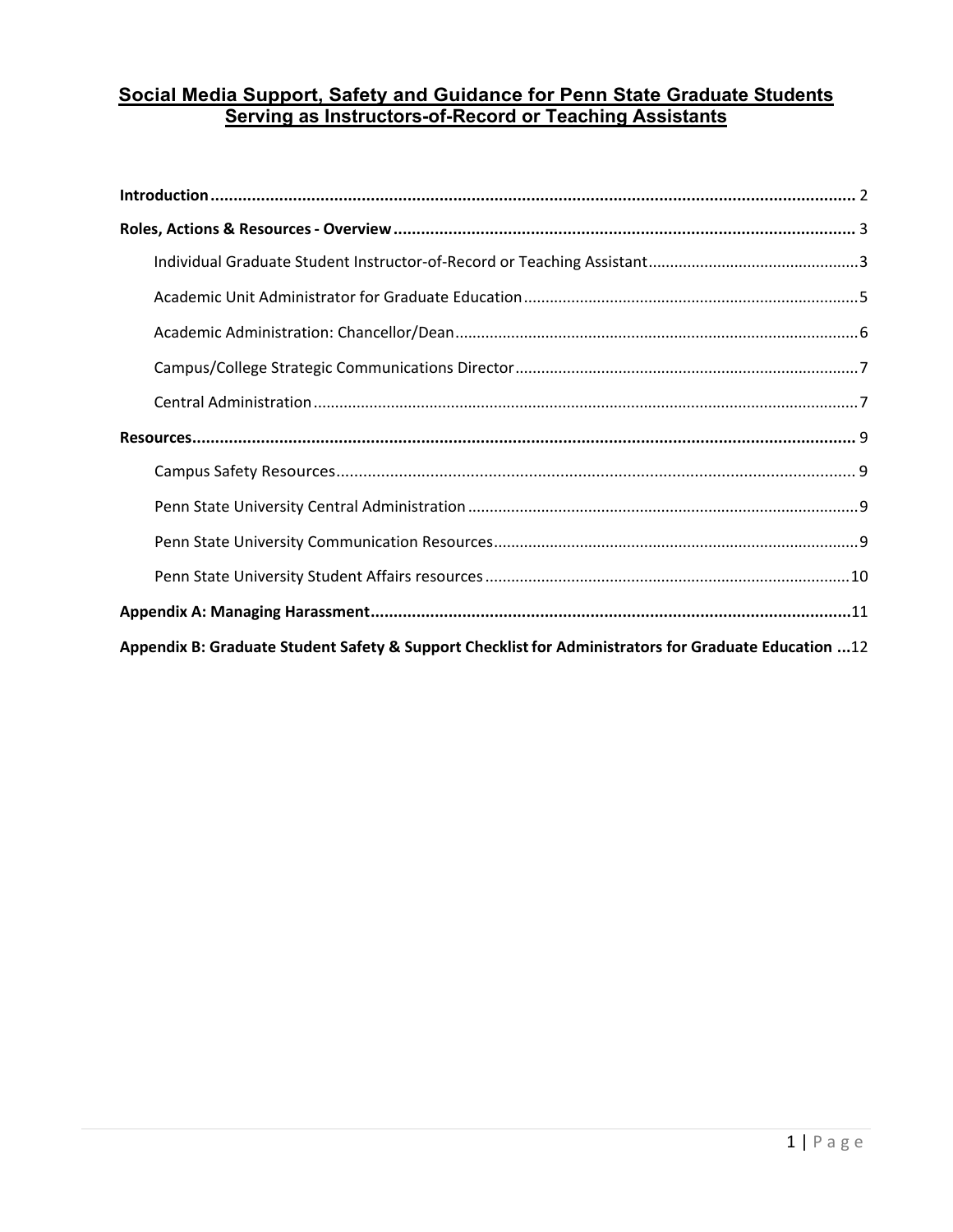# Social Media Support, Safety and Guidance for Penn State Graduate Students Serving as Instructors-of-Record or Teaching Assistants

**Introduction** .......... 2

**Roles, Actions & Resources - Overview** .......... 3

- Individual Graduate Student Instructor-of-Record or Teaching Assistant .......... 3
- Academic Unit Administrator for Graduate Education .......... 5
- Academic Administration: Chancellor/Dean .......... 6
- Campus/College Strategic Communications Director .......... 7
- Central Administration .......... 7

**Resources** .......... 9

- Campus Safety Resources .......... 9
- Penn State University Central Administration .......... 9
- Penn State University Communication Resources .......... 9
- Penn State University Student Affairs resources .......... 10

**Appendix A: Managing Harassment** .......... 11

**Appendix B: Graduate Student Safety & Support Checklist for Administrators for Graduate Education** .......... 12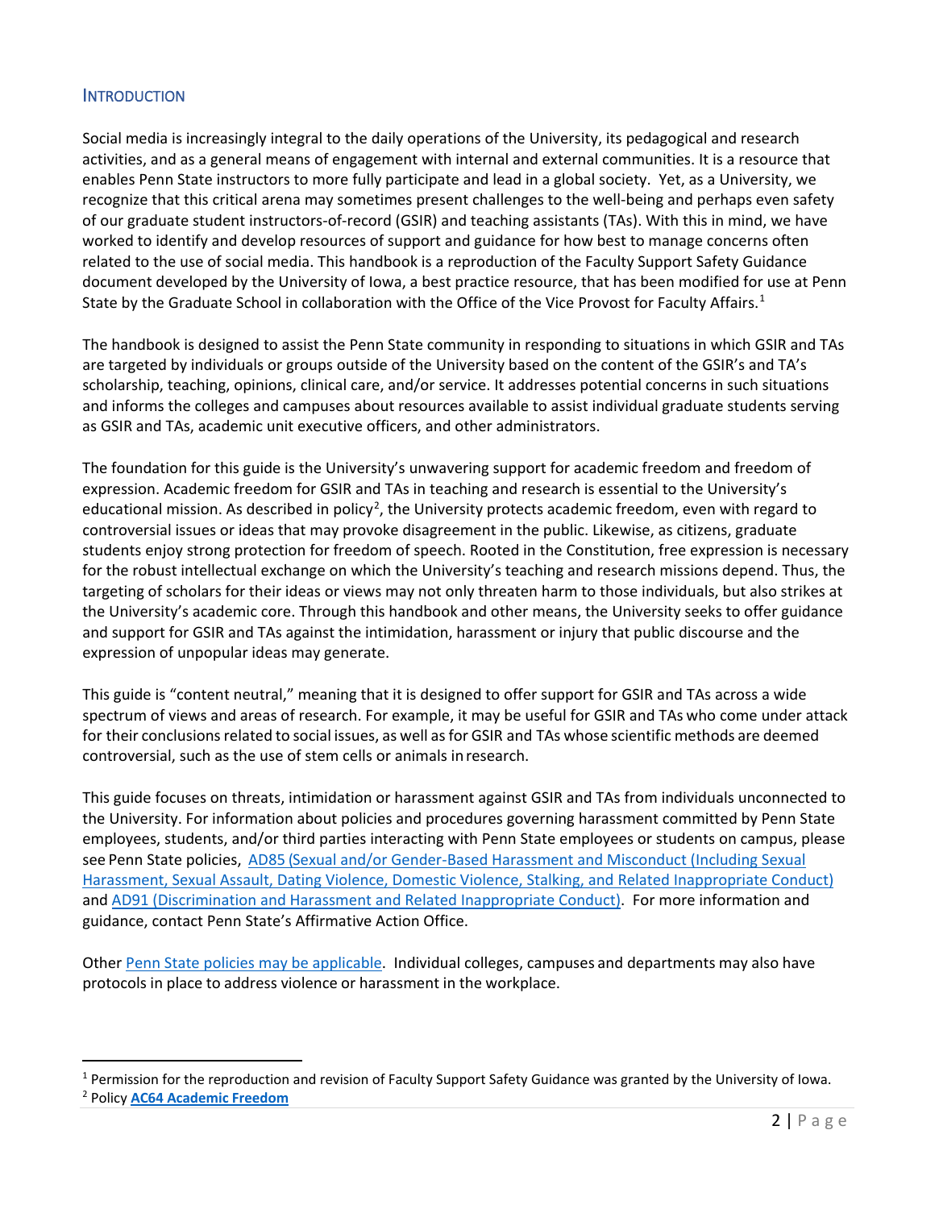## Introduction

Social media is increasingly integral to the daily operations of the University, its pedagogical and research activities, and as a general means of engagement with internal and external communities. It is a resource that enables Penn State instructors to more fully participate and lead in a global society. Yet, as a University, we recognize that this critical arena may sometimes present challenges to the well-being and perhaps even safety of our graduate student instructors-of-record (GSIR) and teaching assistants (TAs). With this in mind, we have worked to identify and develop resources of support and guidance for how best to manage concerns often related to the use of social media. This handbook is a reproduction of the Faculty Support Safety Guidance document developed by the University of Iowa, a best practice resource, that has been modified for use at Penn State by the Graduate School in collaboration with the Office of the Vice Provost for Faculty Affairs.[1]

The handbook is designed to assist the Penn State community in responding to situations in which GSIR and TAs are targeted by individuals or groups outside of the University based on the content of the GSIR's and TA's scholarship, teaching, opinions, clinical care, and/or service. It addresses potential concerns in such situations and informs the colleges and campuses about resources available to assist individual graduate students serving as GSIR and TAs, academic unit executive officers, and other administrators.

The foundation for this guide is the University's unwavering support for academic freedom and freedom of expression. Academic freedom for GSIR and TAs in teaching and research is essential to the University's educational mission. As described in policy[2], the University protects academic freedom, even with regard to controversial issues or ideas that may provoke disagreement in the public. Likewise, as citizens, graduate students enjoy strong protection for freedom of speech. Rooted in the Constitution, free expression is necessary for the robust intellectual exchange on which the University's teaching and research missions depend. Thus, the targeting of scholars for their ideas or views may not only threaten harm to those individuals, but also strikes at the University's academic core. Through this handbook and other means, the University seeks to offer guidance and support for GSIR and TAs against the intimidation, harassment or injury that public discourse and the expression of unpopular ideas may generate.

This guide is "content neutral," meaning that it is designed to offer support for GSIR and TAs across a wide spectrum of views and areas of research. For example, it may be useful for GSIR and TAs who come under attack for their conclusions related to social issues, as well as for GSIR and TAs whose scientific methods are deemed controversial, such as the use of stem cells or animals in research.

This guide focuses on threats, intimidation or harassment against GSIR and TAs from individuals unconnected to the University. For information about policies and procedures governing harassment committed by Penn State employees, students, and/or third parties interacting with Penn State employees or students on campus, please see Penn State policies, AD85 (Sexual and/or Gender-Based Harassment and Misconduct (Including Sexual Harassment, Sexual Assault, Dating Violence, Domestic Violence, Stalking, and Related Inappropriate Conduct) and AD91 (Discrimination and Harassment and Related Inappropriate Conduct). For more information and guidance, contact Penn State's Affirmative Action Office.

Other Penn State policies may be applicable. Individual colleges, campuses and departments may also have protocols in place to address violence or harassment in the workplace.

---

[1] Permission for the reproduction and revision of Faculty Support Safety Guidance was granted by the University of Iowa.

[2] Policy **AC64 Academic Freedom**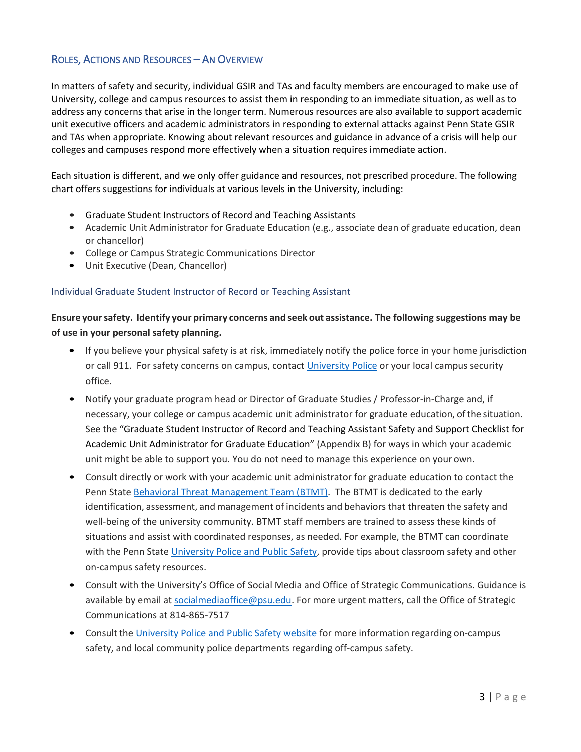## Roles, Actions and Resources – An Overview

In matters of safety and security, individual GSIR and TAs and faculty members are encouraged to make use of University, college and campus resources to assist them in responding to an immediate situation, as well as to address any concerns that arise in the longer term. Numerous resources are also available to support academic unit executive officers and academic administrators in responding to external attacks against Penn State GSIR and TAs when appropriate. Knowing about relevant resources and guidance in advance of a crisis will help our colleges and campuses respond more effectively when a situation requires immediate action.

Each situation is different, and we only offer guidance and resources, not prescribed procedure. The following chart offers suggestions for individuals at various levels in the University, including:

- Graduate Student Instructors of Record and Teaching Assistants
- Academic Unit Administrator for Graduate Education (e.g., associate dean of graduate education, dean or chancellor)
- College or Campus Strategic Communications Director
- Unit Executive (Dean, Chancellor)

### Individual Graduate Student Instructor of Record or Teaching Assistant

**Ensure your safety. Identify your primary concerns and seek out assistance. The following suggestions may be of use in your personal safety planning.**

- If you believe your physical safety is at risk, immediately notify the police force in your home jurisdiction or call 911. For safety concerns on campus, contact University Police or your local campus security office.
- Notify your graduate program head or Director of Graduate Studies / Professor-in-Charge and, if necessary, your college or campus academic unit administrator for graduate education, of the situation. See the "Graduate Student Instructor of Record and Teaching Assistant Safety and Support Checklist for Academic Unit Administrator for Graduate Education" (Appendix B) for ways in which your academic unit might be able to support you. You do not need to manage this experience on your own.
- Consult directly or work with your academic unit administrator for graduate education to contact the Penn State Behavioral Threat Management Team (BTMT). The BTMT is dedicated to the early identification, assessment, and management of incidents and behaviors that threaten the safety and well-being of the university community. BTMT staff members are trained to assess these kinds of situations and assist with coordinated responses, as needed. For example, the BTMT can coordinate with the Penn State University Police and Public Safety, provide tips about classroom safety and other on-campus safety resources.
- Consult with the University's Office of Social Media and Office of Strategic Communications. Guidance is available by email at socialmediaoffice@psu.edu. For more urgent matters, call the Office of Strategic Communications at 814-865-7517
- Consult the University Police and Public Safety website for more information regarding on-campus safety, and local community police departments regarding off-campus safety.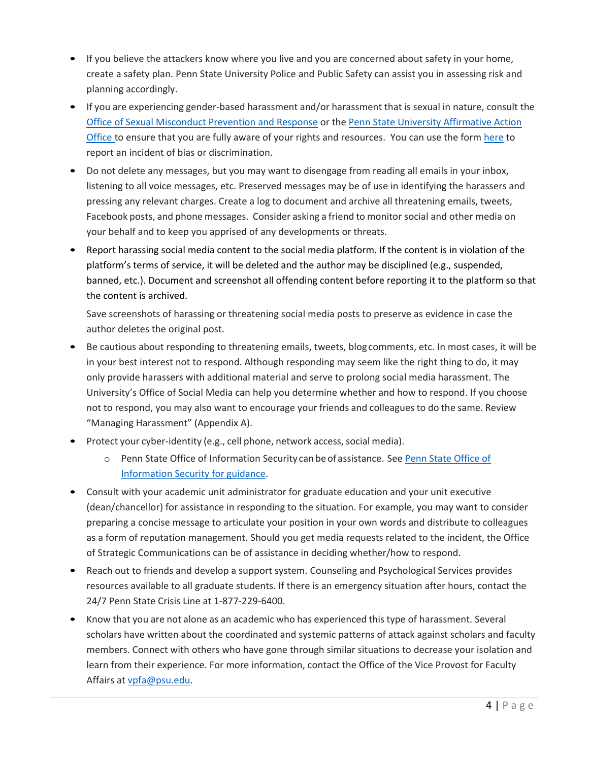- If you believe the attackers know where you live and you are concerned about safety in your home, create a safety plan. Penn State University Police and Public Safety can assist you in assessing risk and planning accordingly.
- If you are experiencing gender-based harassment and/or harassment that is sexual in nature, consult the Office of Sexual Misconduct Prevention and Response or the Penn State University Affirmative Action Office to ensure that you are fully aware of your rights and resources. You can use the form here to report an incident of bias or discrimination.
- Do not delete any messages, but you may want to disengage from reading all emails in your inbox, listening to all voice messages, etc. Preserved messages may be of use in identifying the harassers and pressing any relevant charges. Create a log to document and archive all threatening emails, tweets, Facebook posts, and phone messages. Consider asking a friend to monitor social and other media on your behalf and to keep you apprised of any developments or threats.
- Report harassing social media content to the social media platform. If the content is in violation of the platform's terms of service, it will be deleted and the author may be disciplined (e.g., suspended, banned, etc.). Document and screenshot all offending content before reporting it to the platform so that the content is archived.

  Save screenshots of harassing or threatening social media posts to preserve as evidence in case the author deletes the original post.
- Be cautious about responding to threatening emails, tweets, blog comments, etc. In most cases, it will be in your best interest not to respond. Although responding may seem like the right thing to do, it may only provide harassers with additional material and serve to prolong social media harassment. The University's Office of Social Media can help you determine whether and how to respond. If you choose not to respond, you may also want to encourage your friends and colleagues to do the same. Review "Managing Harassment" (Appendix A).
- Protect your cyber-identity (e.g., cell phone, network access, social media).
  - Penn State Office of Information Security can be of assistance. See Penn State Office of Information Security for guidance.
- Consult with your academic unit administrator for graduate education and your unit executive (dean/chancellor) for assistance in responding to the situation. For example, you may want to consider preparing a concise message to articulate your position in your own words and distribute to colleagues as a form of reputation management. Should you get media requests related to the incident, the Office of Strategic Communications can be of assistance in deciding whether/how to respond.
- Reach out to friends and develop a support system. Counseling and Psychological Services provides resources available to all graduate students. If there is an emergency situation after hours, contact the 24/7 Penn State Crisis Line at 1-877-229-6400.
- Know that you are not alone as an academic who has experienced this type of harassment. Several scholars have written about the coordinated and systemic patterns of attack against scholars and faculty members. Connect with others who have gone through similar situations to decrease your isolation and learn from their experience. For more information, contact the Office of the Vice Provost for Faculty Affairs at vpfa@psu.edu.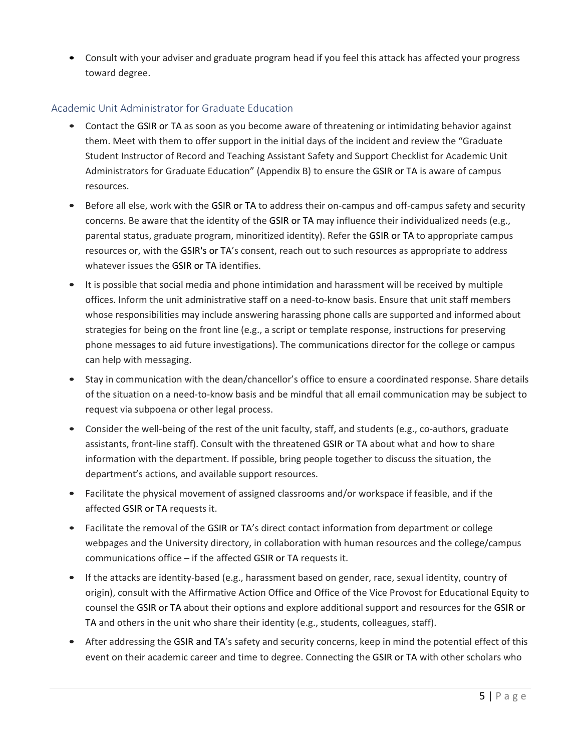- Consult with your adviser and graduate program head if you feel this attack has affected your progress toward degree.

## Academic Unit Administrator for Graduate Education

- Contact the GSIR or TA as soon as you become aware of threatening or intimidating behavior against them. Meet with them to offer support in the initial days of the incident and review the "Graduate Student Instructor of Record and Teaching Assistant Safety and Support Checklist for Academic Unit Administrators for Graduate Education" (Appendix B) to ensure the GSIR or TA is aware of campus resources.
- Before all else, work with the GSIR or TA to address their on-campus and off-campus safety and security concerns. Be aware that the identity of the GSIR or TA may influence their individualized needs (e.g., parental status, graduate program, minoritized identity). Refer the GSIR or TA to appropriate campus resources or, with the GSIR's or TA's consent, reach out to such resources as appropriate to address whatever issues the GSIR or TA identifies.
- It is possible that social media and phone intimidation and harassment will be received by multiple offices. Inform the unit administrative staff on a need-to-know basis. Ensure that unit staff members whose responsibilities may include answering harassing phone calls are supported and informed about strategies for being on the front line (e.g., a script or template response, instructions for preserving phone messages to aid future investigations). The communications director for the college or campus can help with messaging.
- Stay in communication with the dean/chancellor's office to ensure a coordinated response. Share details of the situation on a need-to-know basis and be mindful that all email communication may be subject to request via subpoena or other legal process.
- Consider the well-being of the rest of the unit faculty, staff, and students (e.g., co-authors, graduate assistants, front-line staff). Consult with the threatened GSIR or TA about what and how to share information with the department. If possible, bring people together to discuss the situation, the department's actions, and available support resources.
- Facilitate the physical movement of assigned classrooms and/or workspace if feasible, and if the affected GSIR or TA requests it.
- Facilitate the removal of the GSIR or TA's direct contact information from department or college webpages and the University directory, in collaboration with human resources and the college/campus communications office – if the affected GSIR or TA requests it.
- If the attacks are identity-based (e.g., harassment based on gender, race, sexual identity, country of origin), consult with the Affirmative Action Office and Office of the Vice Provost for Educational Equity to counsel the GSIR or TA about their options and explore additional support and resources for the GSIR or TA and others in the unit who share their identity (e.g., students, colleagues, staff).
- After addressing the GSIR and TA's safety and security concerns, keep in mind the potential effect of this event on their academic career and time to degree. Connecting the GSIR or TA with other scholars who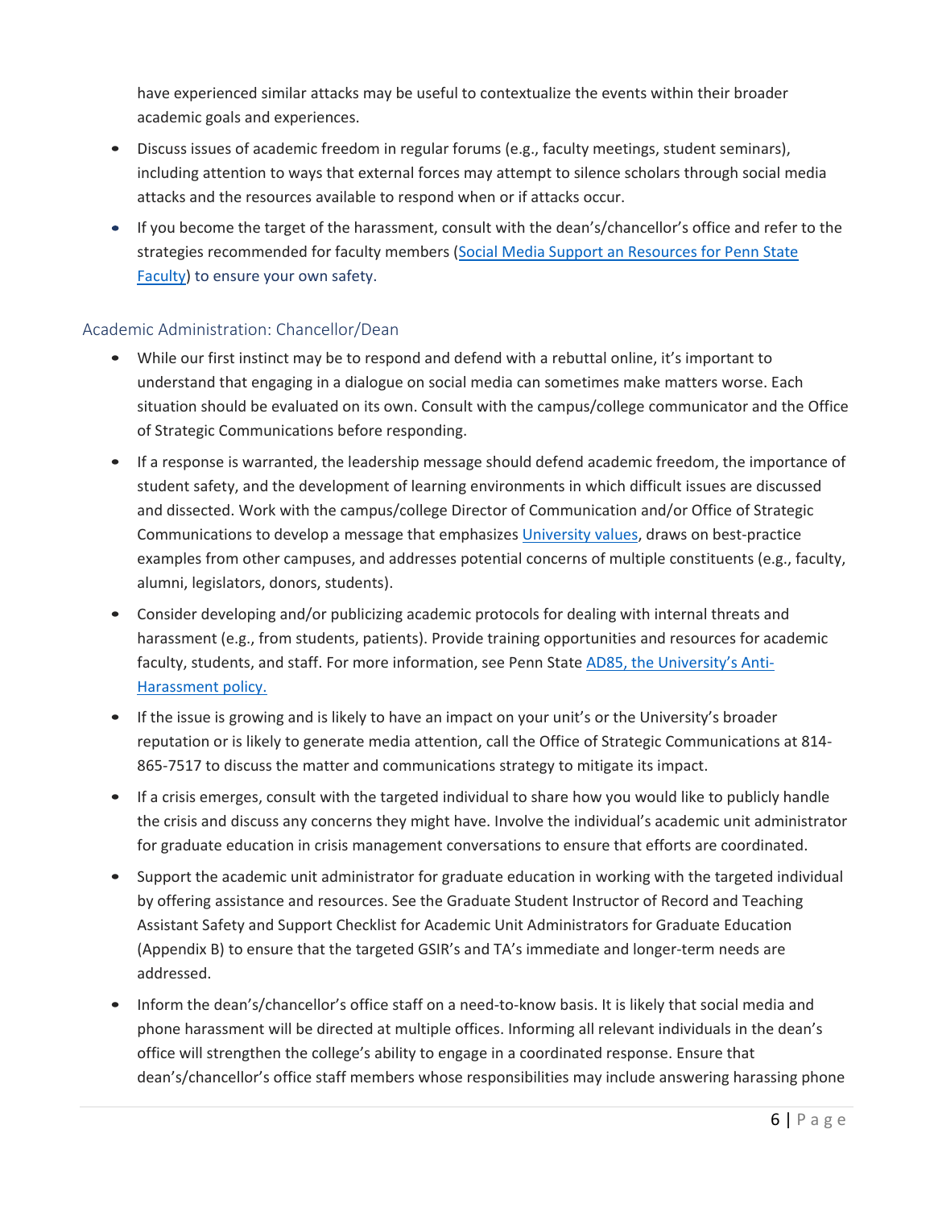have experienced similar attacks may be useful to contextualize the events within their broader academic goals and experiences.

- Discuss issues of academic freedom in regular forums (e.g., faculty meetings, student seminars), including attention to ways that external forces may attempt to silence scholars through social media attacks and the resources available to respond when or if attacks occur.
- If you become the target of the harassment, consult with the dean's/chancellor's office and refer to the strategies recommended for faculty members (Social Media Support an Resources for Penn State Faculty) to ensure your own safety.

## Academic Administration: Chancellor/Dean

- While our first instinct may be to respond and defend with a rebuttal online, it's important to understand that engaging in a dialogue on social media can sometimes make matters worse. Each situation should be evaluated on its own. Consult with the campus/college communicator and the Office of Strategic Communications before responding.
- If a response is warranted, the leadership message should defend academic freedom, the importance of student safety, and the development of learning environments in which difficult issues are discussed and dissected. Work with the campus/college Director of Communication and/or Office of Strategic Communications to develop a message that emphasizes University values, draws on best-practice examples from other campuses, and addresses potential concerns of multiple constituents (e.g., faculty, alumni, legislators, donors, students).
- Consider developing and/or publicizing academic protocols for dealing with internal threats and harassment (e.g., from students, patients). Provide training opportunities and resources for academic faculty, students, and staff. For more information, see Penn State AD85, the University's Anti-Harassment policy.
- If the issue is growing and is likely to have an impact on your unit's or the University's broader reputation or is likely to generate media attention, call the Office of Strategic Communications at 814-865-7517 to discuss the matter and communications strategy to mitigate its impact.
- If a crisis emerges, consult with the targeted individual to share how you would like to publicly handle the crisis and discuss any concerns they might have. Involve the individual's academic unit administrator for graduate education in crisis management conversations to ensure that efforts are coordinated.
- Support the academic unit administrator for graduate education in working with the targeted individual by offering assistance and resources. See the Graduate Student Instructor of Record and Teaching Assistant Safety and Support Checklist for Academic Unit Administrators for Graduate Education (Appendix B) to ensure that the targeted GSIR's and TA's immediate and longer-term needs are addressed.
- Inform the dean's/chancellor's office staff on a need-to-know basis. It is likely that social media and phone harassment will be directed at multiple offices. Informing all relevant individuals in the dean's office will strengthen the college's ability to engage in a coordinated response. Ensure that dean's/chancellor's office staff members whose responsibilities may include answering harassing phone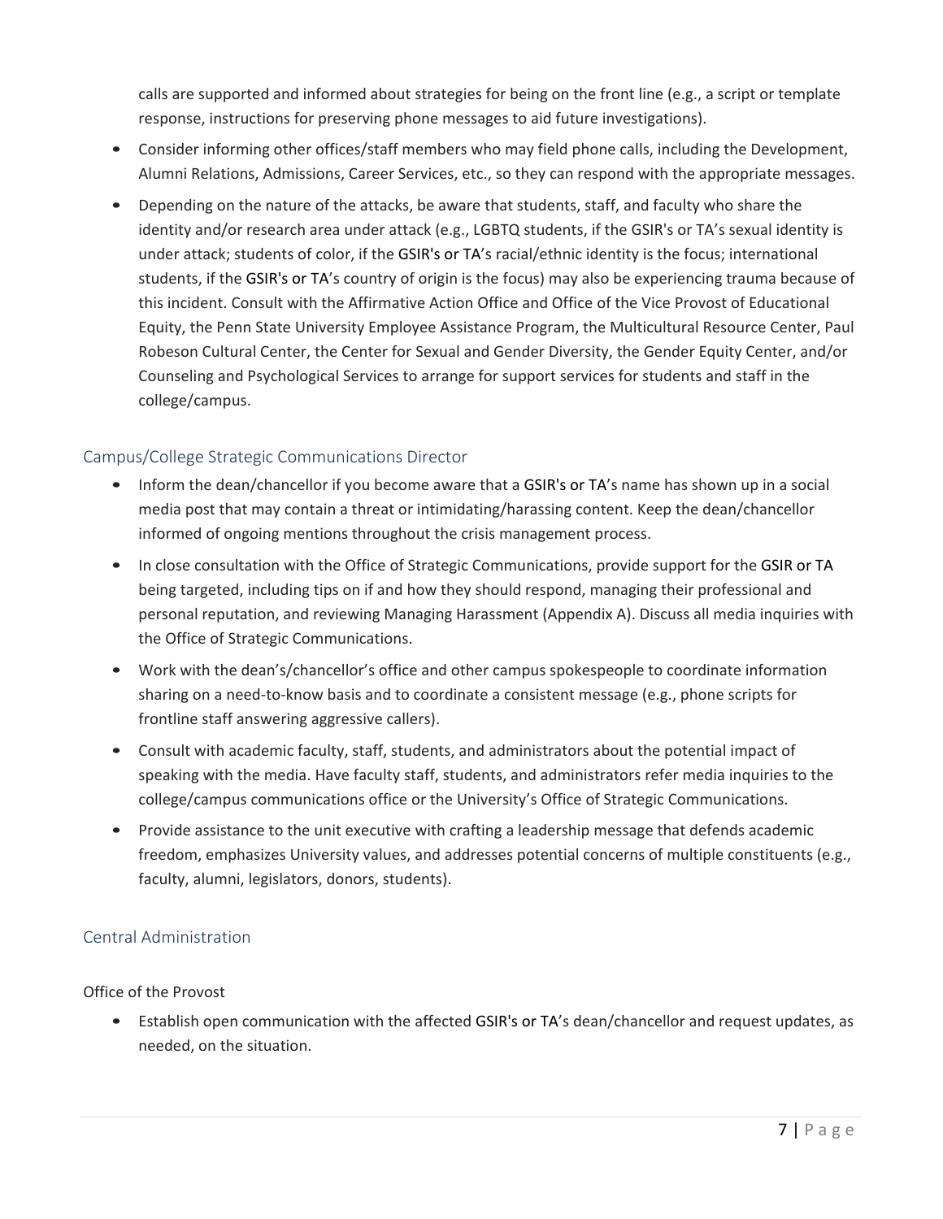calls are supported and informed about strategies for being on the front line (e.g., a script or template response, instructions for preserving phone messages to aid future investigations).

- Consider informing other offices/staff members who may field phone calls, including the Development, Alumni Relations, Admissions, Career Services, etc., so they can respond with the appropriate messages.
- Depending on the nature of the attacks, be aware that students, staff, and faculty who share the identity and/or research area under attack (e.g., LGBTQ students, if the GSIR's or TA's sexual identity is under attack; students of color, if the GSIR's or TA's racial/ethnic identity is the focus; international students, if the GSIR's or TA's country of origin is the focus) may also be experiencing trauma because of this incident. Consult with the Affirmative Action Office and Office of the Vice Provost of Educational Equity, the Penn State University Employee Assistance Program, the Multicultural Resource Center, Paul Robeson Cultural Center, the Center for Sexual and Gender Diversity, the Gender Equity Center, and/or Counseling and Psychological Services to arrange for support services for students and staff in the college/campus.

## Campus/College Strategic Communications Director

- Inform the dean/chancellor if you become aware that a GSIR's or TA's name has shown up in a social media post that may contain a threat or intimidating/harassing content. Keep the dean/chancellor informed of ongoing mentions throughout the crisis management process.
- In close consultation with the Office of Strategic Communications, provide support for the GSIR or TA being targeted, including tips on if and how they should respond, managing their professional and personal reputation, and reviewing Managing Harassment (Appendix A). Discuss all media inquiries with the Office of Strategic Communications.
- Work with the dean's/chancellor's office and other campus spokespeople to coordinate information sharing on a need-to-know basis and to coordinate a consistent message (e.g., phone scripts for frontline staff answering aggressive callers).
- Consult with academic faculty, staff, students, and administrators about the potential impact of speaking with the media. Have faculty staff, students, and administrators refer media inquiries to the college/campus communications office or the University's Office of Strategic Communications.
- Provide assistance to the unit executive with crafting a leadership message that defends academic freedom, emphasizes University values, and addresses potential concerns of multiple constituents (e.g., faculty, alumni, legislators, donors, students).

## Central Administration

### Office of the Provost

- Establish open communication with the affected GSIR's or TA's dean/chancellor and request updates, as needed, on the situation.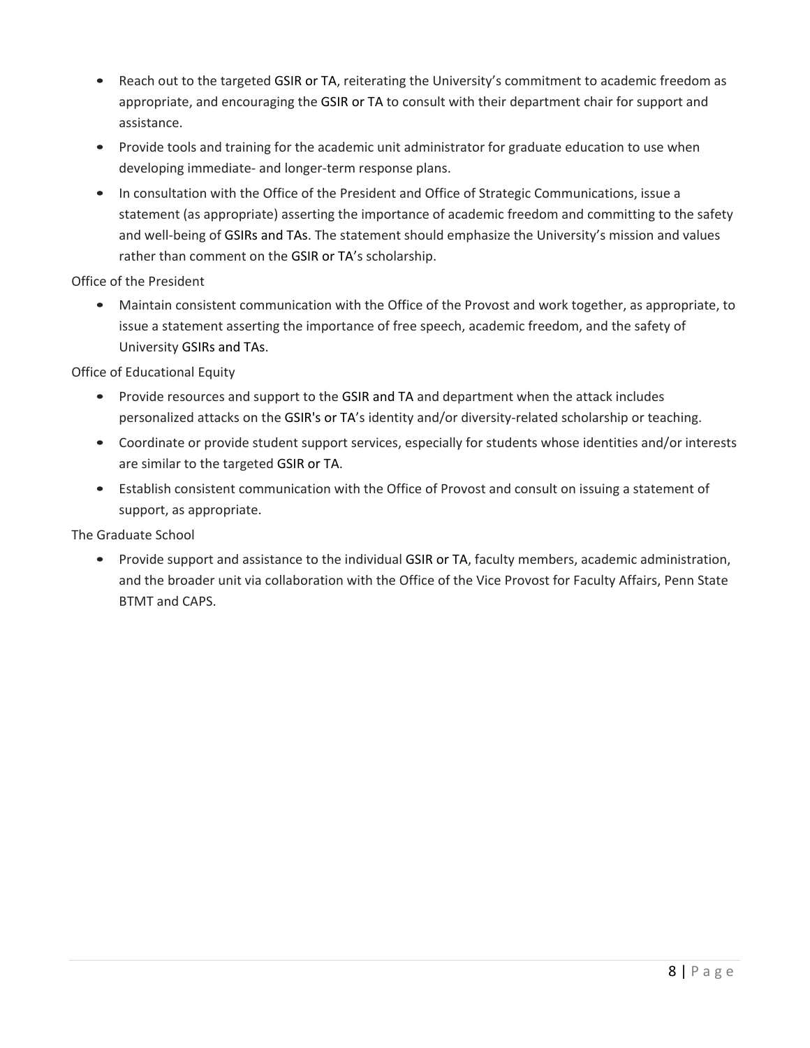- Reach out to the targeted GSIR or TA, reiterating the University's commitment to academic freedom as appropriate, and encouraging the GSIR or TA to consult with their department chair for support and assistance.
- Provide tools and training for the academic unit administrator for graduate education to use when developing immediate- and longer-term response plans.
- In consultation with the Office of the President and Office of Strategic Communications, issue a statement (as appropriate) asserting the importance of academic freedom and committing to the safety and well-being of GSIRs and TAs. The statement should emphasize the University's mission and values rather than comment on the GSIR or TA's scholarship.

Office of the President

- Maintain consistent communication with the Office of the Provost and work together, as appropriate, to issue a statement asserting the importance of free speech, academic freedom, and the safety of University GSIRs and TAs.

Office of Educational Equity

- Provide resources and support to the GSIR and TA and department when the attack includes personalized attacks on the GSIR's or TA's identity and/or diversity-related scholarship or teaching.
- Coordinate or provide student support services, especially for students whose identities and/or interests are similar to the targeted GSIR or TA.
- Establish consistent communication with the Office of Provost and consult on issuing a statement of support, as appropriate.

The Graduate School

- Provide support and assistance to the individual GSIR or TA, faculty members, academic administration, and the broader unit via collaboration with the Office of the Vice Provost for Faculty Affairs, Penn State BTMT and CAPS.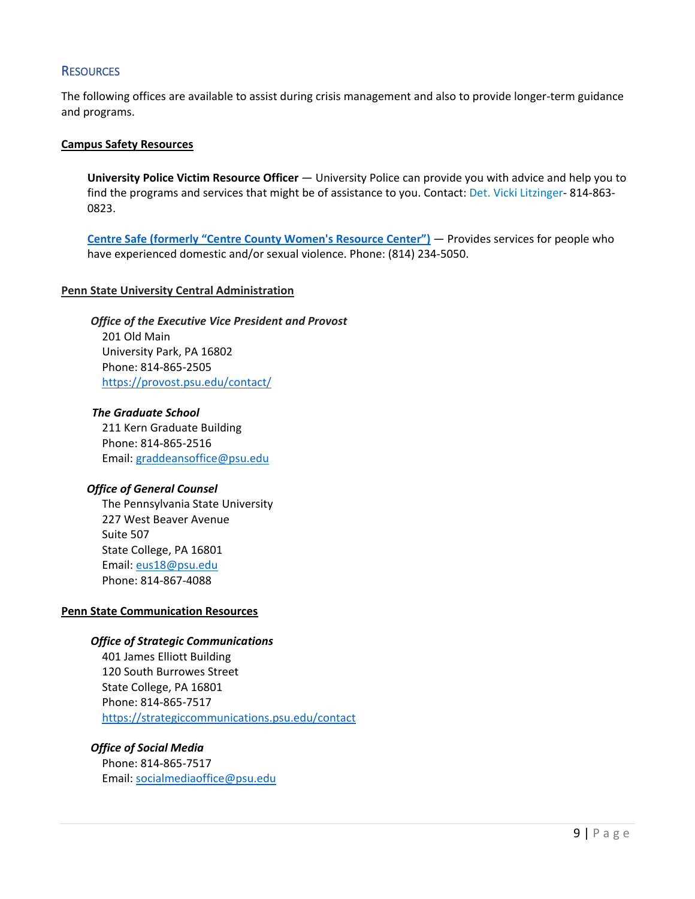## RESOURCES

The following offices are available to assist during crisis management and also to provide longer-term guidance and programs.

**Campus Safety Resources**

**University Police Victim Resource Officer** — University Police can provide you with advice and help you to find the programs and services that might be of assistance to you. Contact: Det. Vicki Litzinger- 814-863-0823.

**Centre Safe (formerly "Centre County Women's Resource Center")** — Provides services for people who have experienced domestic and/or sexual violence. Phone: (814) 234-5050.

**Penn State University Central Administration**

***Office of the Executive Vice President and Provost***
201 Old Main
University Park, PA 16802
Phone: 814-865-2505
https://provost.psu.edu/contact/

***The Graduate School***
211 Kern Graduate Building
Phone: 814-865-2516
Email: graddeansoffice@psu.edu

***Office of General Counsel***
The Pennsylvania State University
227 West Beaver Avenue
Suite 507
State College, PA 16801
Email: eus18@psu.edu
Phone: 814-867-4088

**Penn State Communication Resources**

***Office of Strategic Communications***
401 James Elliott Building
120 South Burrowes Street
State College, PA 16801
Phone: 814-865-7517
https://strategiccommunications.psu.edu/contact

***Office of Social Media***
Phone: 814-865-7517
Email: socialmediaoffice@psu.edu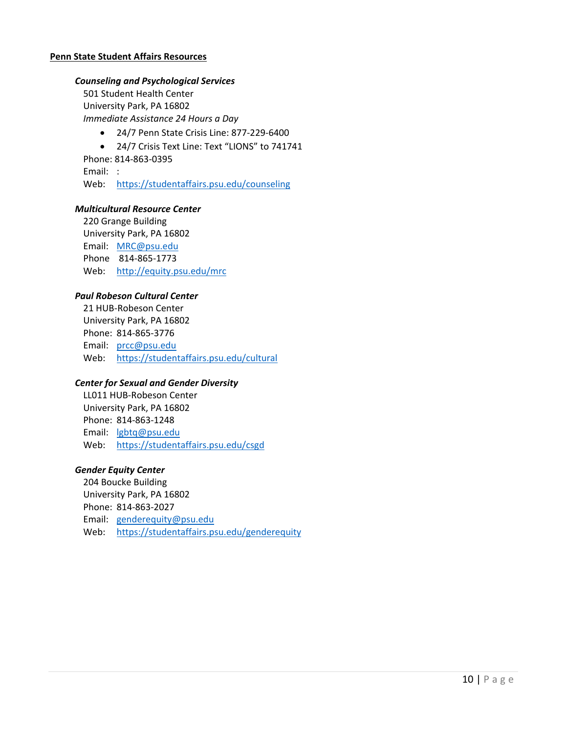**Penn State Student Affairs Resources**

***Counseling and Psychological Services***

501 Student Health Center
University Park, PA 16802
*Immediate Assistance 24 Hours a Day*

- 24/7 Penn State Crisis Line: 877-229-6400
- 24/7 Crisis Text Line: Text “LIONS” to 741741

Phone: 814-863-0395
Email: :
Web: https://studentaffairs.psu.edu/counseling

***Multicultural Resource Center***

220 Grange Building
University Park, PA 16802
Email: MRC@psu.edu
Phone 814-865-1773
Web: http://equity.psu.edu/mrc

***Paul Robeson Cultural Center***

21 HUB-Robeson Center
University Park, PA 16802
Phone: 814-865-3776
Email: prcc@psu.edu
Web: https://studentaffairs.psu.edu/cultural

***Center for Sexual and Gender Diversity***

LL011 HUB-Robeson Center
University Park, PA 16802
Phone: 814-863-1248
Email: lgbtq@psu.edu
Web: https://studentaffairs.psu.edu/csgd

***Gender Equity Center***

204 Boucke Building
University Park, PA 16802
Phone: 814-863-2027
Email: genderequity@psu.edu
Web: https://studentaffairs.psu.edu/genderequity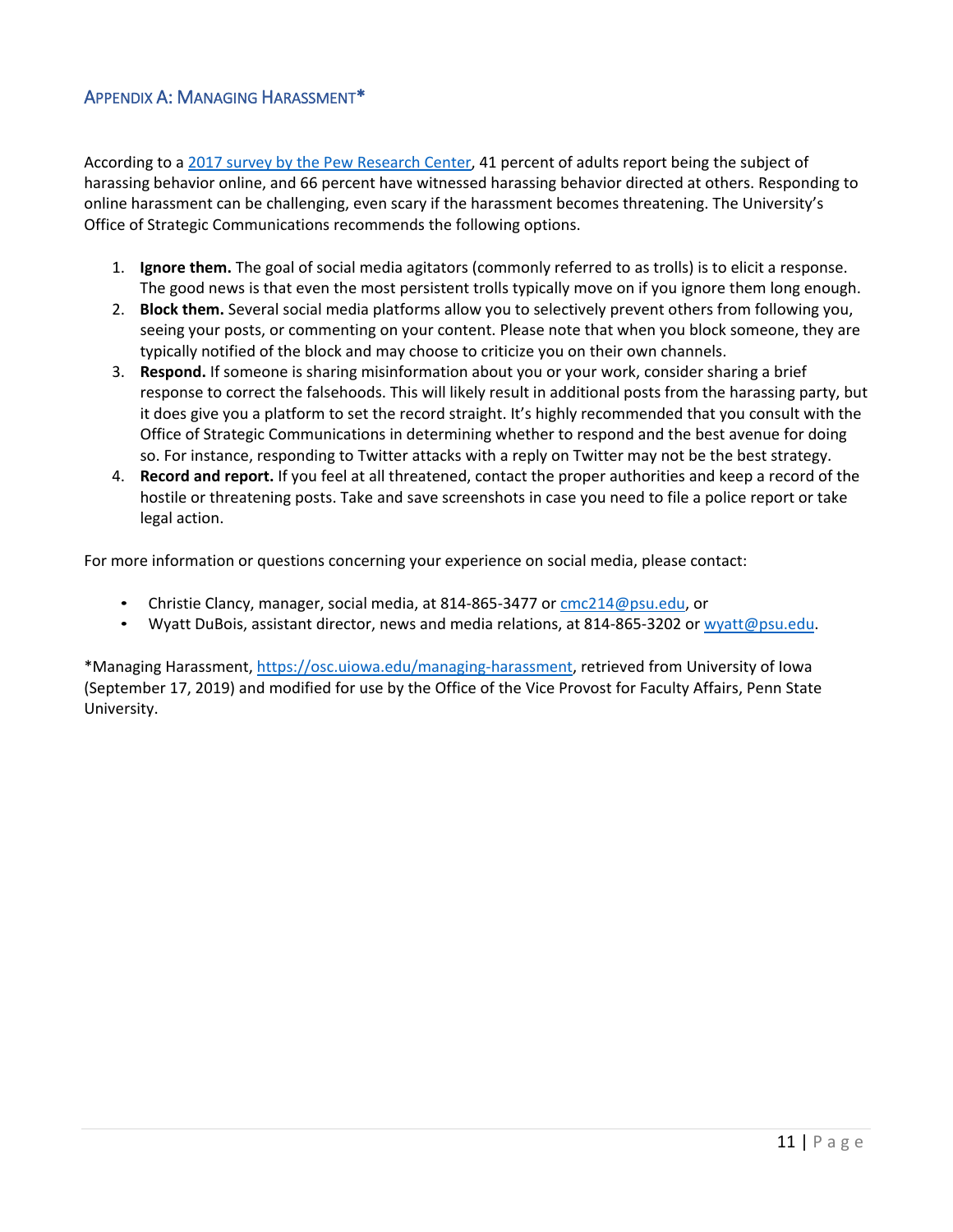## Appendix A: Managing Harassment*

According to a [2017 survey by the Pew Research Center](), 41 percent of adults report being the subject of harassing behavior online, and 66 percent have witnessed harassing behavior directed at others. Responding to online harassment can be challenging, even scary if the harassment becomes threatening. The University's Office of Strategic Communications recommends the following options.

1. **Ignore them.** The goal of social media agitators (commonly referred to as trolls) is to elicit a response. The good news is that even the most persistent trolls typically move on if you ignore them long enough.
2. **Block them.** Several social media platforms allow you to selectively prevent others from following you, seeing your posts, or commenting on your content. Please note that when you block someone, they are typically notified of the block and may choose to criticize you on their own channels.
3. **Respond.** If someone is sharing misinformation about you or your work, consider sharing a brief response to correct the falsehoods. This will likely result in additional posts from the harassing party, but it does give you a platform to set the record straight. It's highly recommended that you consult with the Office of Strategic Communications in determining whether to respond and the best avenue for doing so. For instance, responding to Twitter attacks with a reply on Twitter may not be the best strategy.
4. **Record and report.** If you feel at all threatened, contact the proper authorities and keep a record of the hostile or threatening posts. Take and save screenshots in case you need to file a police report or take legal action.

For more information or questions concerning your experience on social media, please contact:

- Christie Clancy, manager, social media, at 814-865-3477 or cmc214@psu.edu, or
- Wyatt DuBois, assistant director, news and media relations, at 814-865-3202 or wyatt@psu.edu.

*Managing Harassment, https://osc.uiowa.edu/managing-harassment, retrieved from University of Iowa (September 17, 2019) and modified for use by the Office of the Vice Provost for Faculty Affairs, Penn State University.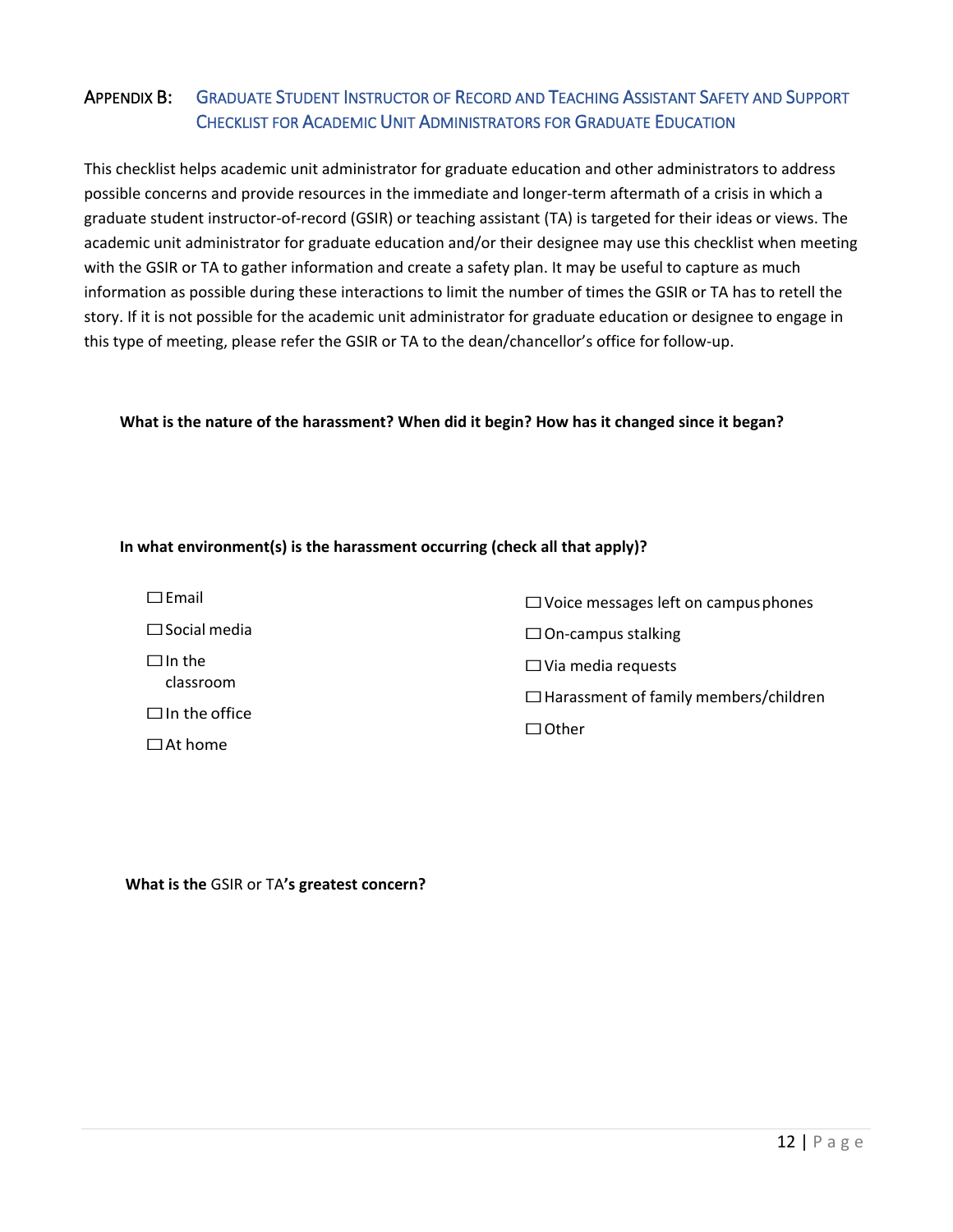## Appendix B: Graduate Student Instructor of Record and Teaching Assistant Safety and Support Checklist for Academic Unit Administrators for Graduate Education

This checklist helps academic unit administrator for graduate education and other administrators to address possible concerns and provide resources in the immediate and longer-term aftermath of a crisis in which a graduate student instructor-of-record (GSIR) or teaching assistant (TA) is targeted for their ideas or views. The academic unit administrator for graduate education and/or their designee may use this checklist when meeting with the GSIR or TA to gather information and create a safety plan. It may be useful to capture as much information as possible during these interactions to limit the number of times the GSIR or TA has to retell the story. If it is not possible for the academic unit administrator for graduate education or designee to engage in this type of meeting, please refer the GSIR or TA to the dean/chancellor's office for follow-up.

**What is the nature of the harassment? When did it begin? How has it changed since it began?**

**In what environment(s) is the harassment occurring (check all that apply)?**

- ☐ Email
- ☐ Social media
- ☐ In the classroom
- ☐ In the office
- ☐ At home
- ☐ Voice messages left on campus phones
- ☐ On-campus stalking
- ☐ Via media requests
- ☐ Harassment of family members/children
- ☐ Other

**What is the** GSIR or TA**'s greatest concern?**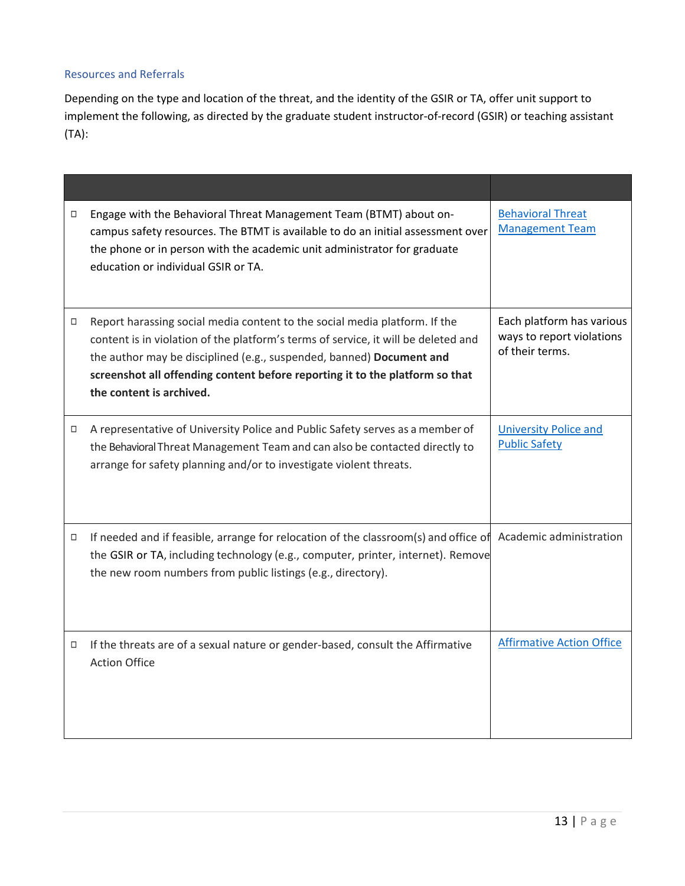### Resources and Referrals

Depending on the type and location of the threat, and the identity of the GSIR or TA, offer unit support to implement the following, as directed by the graduate student instructor-of-record (GSIR) or teaching assistant (TA):

| | |
|---|---|
| ☐ Engage with the Behavioral Threat Management Team (BTMT) about on-campus safety resources. The BTMT is available to do an initial assessment over the phone or in person with the academic unit administrator for graduate education or individual GSIR or TA. | Behavioral Threat Management Team |
| ☐ Report harassing social media content to the social media platform. If the content is in violation of the platform's terms of service, it will be deleted and the author may be disciplined (e.g., suspended, banned) **Document and screenshot all offending content before reporting it to the platform so that the content is archived.** | Each platform has various ways to report violations of their terms. |
| ☐ A representative of University Police and Public Safety serves as a member of the Behavioral Threat Management Team and can also be contacted directly to arrange for safety planning and/or to investigate violent threats. | University Police and Public Safety |
| ☐ If needed and if feasible, arrange for relocation of the classroom(s) and office of the GSIR or TA, including technology (e.g., computer, printer, internet). Remove the new room numbers from public listings (e.g., directory). | Academic administration |
| ☐ If the threats are of a sexual nature or gender-based, consult the Affirmative Action Office | Affirmative Action Office |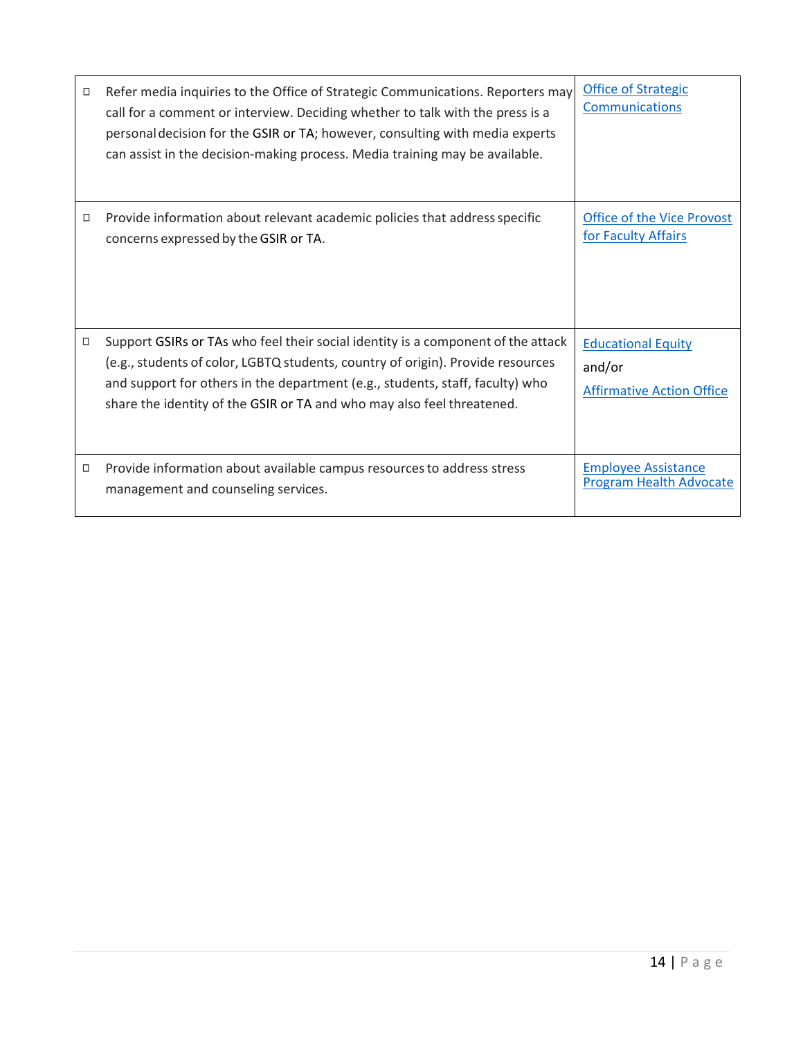| | |
|---|---|
| ☐ Refer media inquiries to the Office of Strategic Communications. Reporters may call for a comment or interview. Deciding whether to talk with the press is a personal decision for the GSIR or TA; however, consulting with media experts can assist in the decision-making process. Media training may be available. | Office of Strategic Communications |
| ☐ Provide information about relevant academic policies that address specific concerns expressed by the GSIR or TA. | Office of the Vice Provost for Faculty Affairs |
| ☐ Support GSIRs or TAs who feel their social identity is a component of the attack (e.g., students of color, LGBTQ students, country of origin). Provide resources and support for others in the department (e.g., students, staff, faculty) who share the identity of the GSIR or TA and who may also feel threatened. | Educational Equity<br>and/or<br>Affirmative Action Office |
| ☐ Provide information about available campus resources to address stress management and counseling services. | Employee Assistance Program Health Advocate |